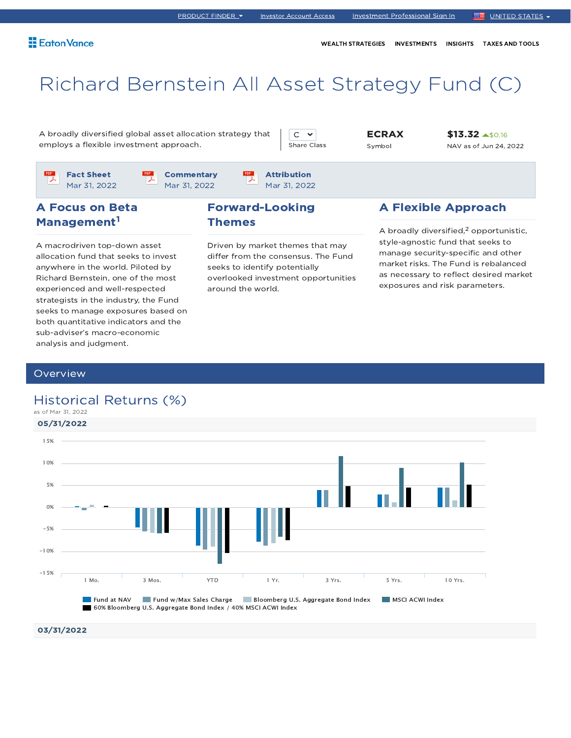PRODUCT FINDER | Investor Account Access | Investment Professional Sign In | UNITED STATES

Eaton Vance

WEALTH STRATEGIES | INVESTMENTS | INSIGHTS | TAXES AND TOOLS

# Richard Bernstein All Asset Strategy Fund (C)

A broadly diversified global asset allocation strategy that employs a flexible investment approach.

C
Share Class

**ECRAX**
Symbol

**$13.32** ▲$0.16
NAV as of Jun 24, 2022

**Fact Sheet** Mar 31, 2022

**Commentary** Mar 31, 2022

**Attribution** Mar 31, 2022

## A Focus on Beta Management[1]

A macrodriven top-down asset allocation fund that seeks to invest anywhere in the world. Piloted by Richard Bernstein, one of the most experienced and well-respected strategists in the industry, the Fund seeks to manage exposures based on both quantitative indicators and the sub-adviser's macro-economic analysis and judgment.

## Forward-Looking Themes

Driven by market themes that may differ from the consensus. The Fund seeks to identify potentially overlooked investment opportunities around the world.

## A Flexible Approach

A broadly diversified,[2] opportunistic, style-agnostic fund that seeks to manage security-specific and other market risks. The Fund is rebalanced as necessary to reflect desired market exposures and risk parameters.

## Overview

## Historical Returns (%)

as of Mar 31, 2022

**05/31/2022**

15%
10%
5%
0%
-5%
-10%
-15%

1 Mo. | 3 Mos. | YTD | 1 Yr. | 3 Yrs. | 5 Yrs. | 10 Yrs.

Fund at NAV | Fund w/Max Sales Charge | Bloomberg U.S. Aggregate Bond Index | MSCI ACWI Index | 60% Bloomberg U.S. Aggregate Bond Index / 40% MSCI ACWI Index

**03/31/2022**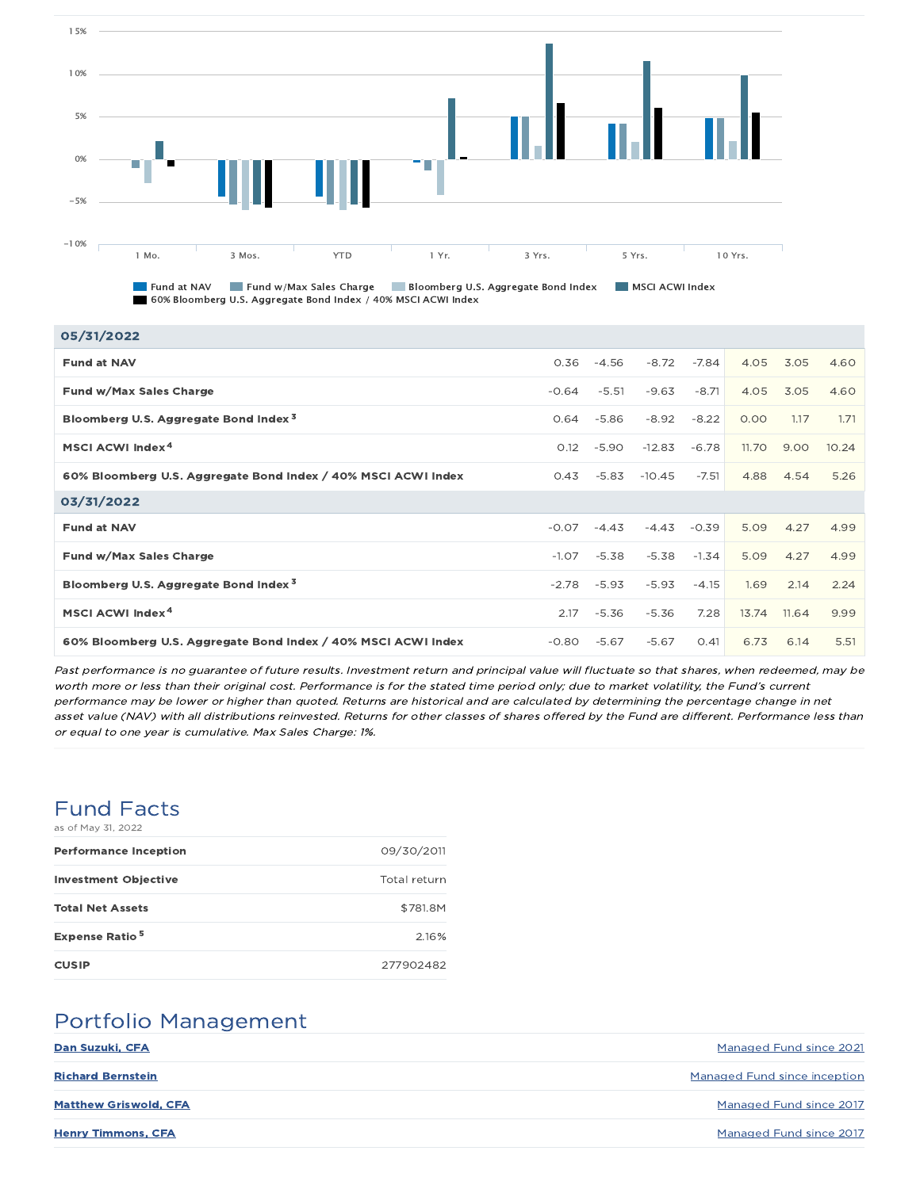| | 1 Mo. | 3 Mos. | YTD | 1 Yr. | 3 Yrs. | 5 Yrs. | 10 Yrs. |
|---|---|---|---|---|---|---|---|
| **05/31/2022** | | | | | | | |
| **Fund at NAV** | 0.36 | -4.56 | -8.72 | -7.84 | 4.05 | 3.05 | 4.60 |
| **Fund w/Max Sales Charge** | -0.64 | -5.51 | -9.63 | -8.71 | 4.05 | 3.05 | 4.60 |
| **Bloomberg U.S. Aggregate Bond Index [3]** | 0.64 | -5.86 | -8.92 | -8.22 | 0.00 | 1.17 | 1.71 |
| **MSCI ACWI Index [4]** | 0.12 | -5.90 | -12.83 | -6.78 | 11.70 | 9.00 | 10.24 |
| **60% Bloomberg U.S. Aggregate Bond Index / 40% MSCI ACWI Index** | 0.43 | -5.83 | -10.45 | -7.51 | 4.88 | 4.54 | 5.26 |
| **03/31/2022** | | | | | | | |
| **Fund at NAV** | -0.07 | -4.43 | -4.43 | -0.39 | 5.09 | 4.27 | 4.99 |
| **Fund w/Max Sales Charge** | -1.07 | -5.38 | -5.38 | -1.34 | 5.09 | 4.27 | 4.99 |
| **Bloomberg U.S. Aggregate Bond Index [3]** | -2.78 | -5.93 | -5.93 | -4.15 | 1.69 | 2.14 | 2.24 |
| **MSCI ACWI Index [4]** | 2.17 | -5.36 | -5.36 | 7.28 | 13.74 | 11.64 | 9.99 |
| **60% Bloomberg U.S. Aggregate Bond Index / 40% MSCI ACWI Index** | -0.80 | -5.67 | -5.67 | 0.41 | 6.73 | 6.14 | 5.51 |

*Past performance is no guarantee of future results. Investment return and principal value will fluctuate so that shares, when redeemed, may be worth more or less than their original cost. Performance is for the stated time period only; due to market volatility, the Fund's current performance may be lower or higher than quoted. Returns are historical and are calculated by determining the percentage change in net asset value (NAV) with all distributions reinvested. Returns for other classes of shares offered by the Fund are different. Performance less than or equal to one year is cumulative. Max Sales Charge: 1%.*

## Fund Facts

as of May 31, 2022

| | |
|---|---|
| **Performance Inception** | 09/30/2011 |
| **Investment Objective** | Total return |
| **Total Net Assets** | $781.8M |
| **Expense Ratio [5]** | 2.16% |
| **CUSIP** | 277902482 |

## Portfolio Management

| | |
|---|---|
| **Dan Suzuki, CFA** | Managed Fund since 2021 |
| **Richard Bernstein** | Managed Fund since inception |
| **Matthew Griswold, CFA** | Managed Fund since 2017 |
| **Henry Timmons, CFA** | Managed Fund since 2017 |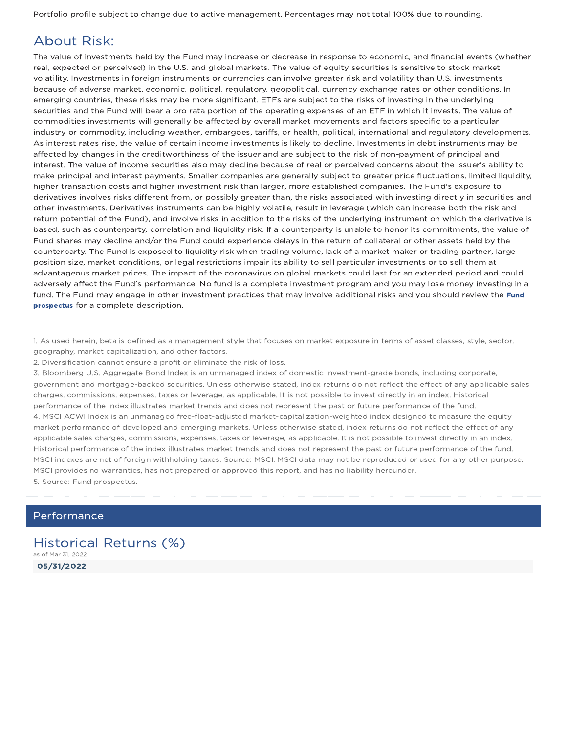Portfolio profile subject to change due to active management. Percentages may not total 100% due to rounding.

## About Risk:

The value of investments held by the Fund may increase or decrease in response to economic, and financial events (whether real, expected or perceived) in the U.S. and global markets. The value of equity securities is sensitive to stock market volatility. Investments in foreign instruments or currencies can involve greater risk and volatility than U.S. investments because of adverse market, economic, political, regulatory, geopolitical, currency exchange rates or other conditions. In emerging countries, these risks may be more significant. ETFs are subject to the risks of investing in the underlying securities and the Fund will bear a pro rata portion of the operating expenses of an ETF in which it invests. The value of commodities investments will generally be affected by overall market movements and factors specific to a particular industry or commodity, including weather, embargoes, tariffs, or health, political, international and regulatory developments. As interest rates rise, the value of certain income investments is likely to decline. Investments in debt instruments may be affected by changes in the creditworthiness of the issuer and are subject to the risk of non-payment of principal and interest. The value of income securities also may decline because of real or perceived concerns about the issuer's ability to make principal and interest payments. Smaller companies are generally subject to greater price fluctuations, limited liquidity, higher transaction costs and higher investment risk than larger, more established companies. The Fund's exposure to derivatives involves risks different from, or possibly greater than, the risks associated with investing directly in securities and other investments. Derivatives instruments can be highly volatile, result in leverage (which can increase both the risk and return potential of the Fund), and involve risks in addition to the risks of the underlying instrument on which the derivative is based, such as counterparty, correlation and liquidity risk. If a counterparty is unable to honor its commitments, the value of Fund shares may decline and/or the Fund could experience delays in the return of collateral or other assets held by the counterparty. The Fund is exposed to liquidity risk when trading volume, lack of a market maker or trading partner, large position size, market conditions, or legal restrictions impair its ability to sell particular investments or to sell them at advantageous market prices. The impact of the coronavirus on global markets could last for an extended period and could adversely affect the Fund's performance. No fund is a complete investment program and you may lose money investing in a fund. The Fund may engage in other investment practices that may involve additional risks and you should review the **Fund prospectus** for a complete description.

1. As used herein, beta is defined as a management style that focuses on market exposure in terms of asset classes, style, sector, geography, market capitalization, and other factors.
2. Diversification cannot ensure a profit or eliminate the risk of loss.
3. Bloomberg U.S. Aggregate Bond Index is an unmanaged index of domestic investment-grade bonds, including corporate, government and mortgage-backed securities. Unless otherwise stated, index returns do not reflect the effect of any applicable sales charges, commissions, expenses, taxes or leverage, as applicable. It is not possible to invest directly in an index. Historical performance of the index illustrates market trends and does not represent the past or future performance of the fund.
4. MSCI ACWI Index is an unmanaged free-float-adjusted market-capitalization-weighted index designed to measure the equity market performance of developed and emerging markets. Unless otherwise stated, index returns do not reflect the effect of any applicable sales charges, commissions, expenses, taxes or leverage, as applicable. It is not possible to invest directly in an index. Historical performance of the index illustrates market trends and does not represent the past or future performance of the fund. MSCI indexes are net of foreign withholding taxes. Source: MSCI. MSCI data may not be reproduced or used for any other purpose. MSCI provides no warranties, has not prepared or approved this report, and has no liability hereunder.
5. Source: Fund prospectus.

# Performance

## Historical Returns (%)

as of Mar 31, 2022

**05/31/2022**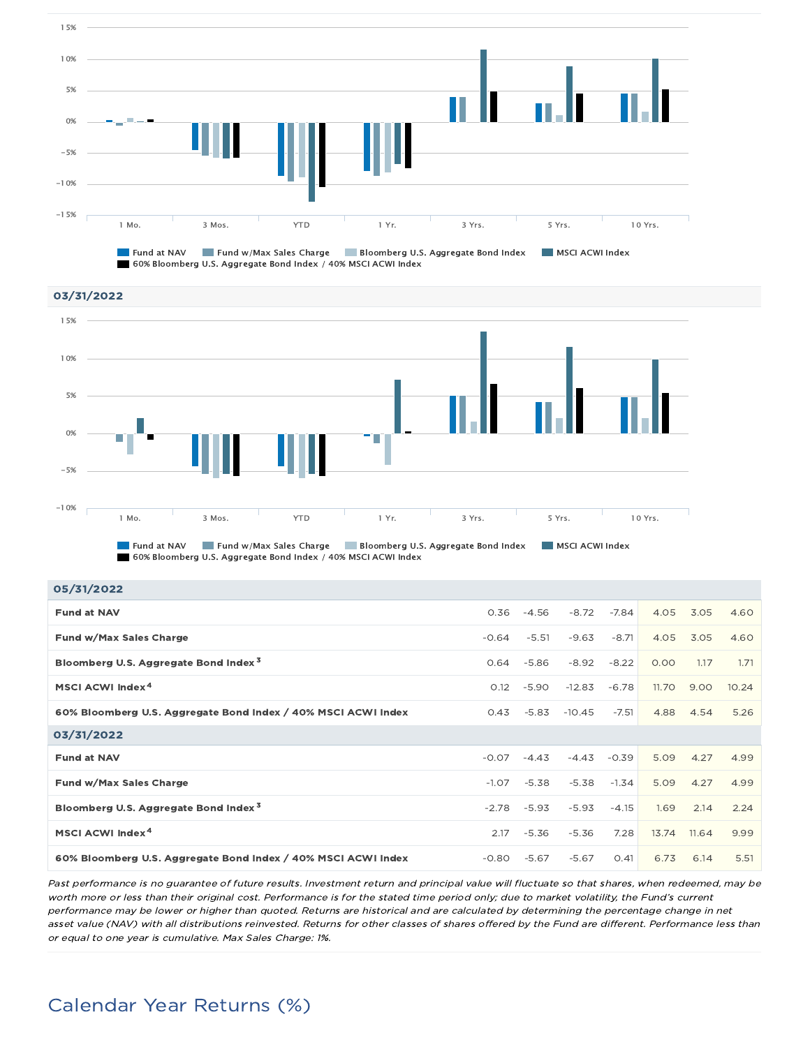1 Mo. | 3 Mos. | YTD | 1 Yr. | 3 Yrs. | 5 Yrs. | 10 Yrs.

Fund at NAV | Fund w/Max Sales Charge | Bloomberg U.S. Aggregate Bond Index | MSCI ACWI Index | 60% Bloomberg U.S. Aggregate Bond Index / 40% MSCI ACWI Index

**03/31/2022**

1 Mo. | 3 Mos. | YTD | 1 Yr. | 3 Yrs. | 5 Yrs. | 10 Yrs.

Fund at NAV | Fund w/Max Sales Charge | Bloomberg U.S. Aggregate Bond Index | MSCI ACWI Index | 60% Bloomberg U.S. Aggregate Bond Index / 40% MSCI ACWI Index

| 05/31/2022 | | | | | | | |
|---|---|---|---|---|---|---|---|
| **Fund at NAV** | 0.36 | -4.56 | -8.72 | -7.84 | 4.05 | 3.05 | 4.60 |
| **Fund w/Max Sales Charge** | -0.64 | -5.51 | -9.63 | -8.71 | 4.05 | 3.05 | 4.60 |
| **Bloomberg U.S. Aggregate Bond Index [3]** | 0.64 | -5.86 | -8.92 | -8.22 | 0.00 | 1.17 | 1.71 |
| **MSCI ACWI Index [4]** | 0.12 | -5.90 | -12.83 | -6.78 | 11.70 | 9.00 | 10.24 |
| **60% Bloomberg U.S. Aggregate Bond Index / 40% MSCI ACWI Index** | 0.43 | -5.83 | -10.45 | -7.51 | 4.88 | 4.54 | 5.26 |
| **03/31/2022** | | | | | | | |
| **Fund at NAV** | -0.07 | -4.43 | -4.43 | -0.39 | 5.09 | 4.27 | 4.99 |
| **Fund w/Max Sales Charge** | -1.07 | -5.38 | -5.38 | -1.34 | 5.09 | 4.27 | 4.99 |
| **Bloomberg U.S. Aggregate Bond Index [3]** | -2.78 | -5.93 | -5.93 | -4.15 | 1.69 | 2.14 | 2.24 |
| **MSCI ACWI Index [4]** | 2.17 | -5.36 | -5.36 | 7.28 | 13.74 | 11.64 | 9.99 |
| **60% Bloomberg U.S. Aggregate Bond Index / 40% MSCI ACWI Index** | -0.80 | -5.67 | -5.67 | 0.41 | 6.73 | 6.14 | 5.51 |

*Past performance is no guarantee of future results. Investment return and principal value will fluctuate so that shares, when redeemed, may be worth more or less than their original cost. Performance is for the stated time period only; due to market volatility, the Fund's current performance may be lower or higher than quoted. Returns are historical and are calculated by determining the percentage change in net asset value (NAV) with all distributions reinvested. Returns for other classes of shares offered by the Fund are different. Performance less than or equal to one year is cumulative. Max Sales Charge: 1%.*

## Calendar Year Returns (%)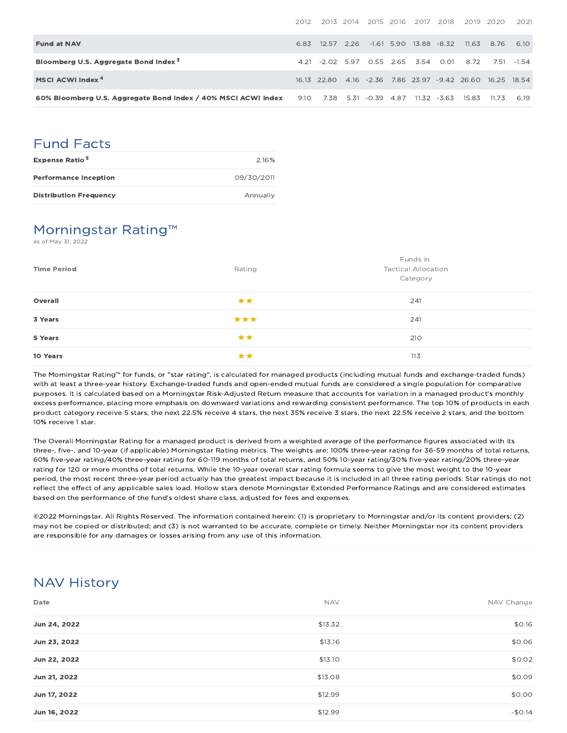| | 2012 | 2013 | 2014 | 2015 | 2016 | 2017 | 2018 | 2019 | 2020 | 2021 |
|---|---|---|---|---|---|---|---|---|---|---|
| **Fund at NAV** | 6.83 | 12.57 | 2.26 | -1.61 | 5.90 | 13.88 | -8.32 | 11.63 | 8.76 | 6.10 |
| **Bloomberg U.S. Aggregate Bond Index** [3] | 4.21 | -2.02 | 5.97 | 0.55 | 2.65 | 3.54 | 0.01 | 8.72 | 7.51 | -1.54 |
| **MSCI ACWI Index** [4] | 16.13 | 22.80 | 4.16 | -2.36 | 7.86 | 23.97 | -9.42 | 26.60 | 16.25 | 18.54 |
| **60% Bloomberg U.S. Aggregate Bond Index / 40% MSCI ACWI Index** | 9.10 | 7.38 | 5.31 | -0.39 | 4.87 | 11.32 | -3.63 | 15.83 | 11.73 | 6.19 |

## Fund Facts

| | |
|---|---|
| **Expense Ratio** [5] | 2.16% |
| **Performance Inception** | 09/30/2011 |
| **Distribution Frequency** | Annually |

## Morningstar Rating™

as of May 31, 2022

| Time Period | Rating | Funds in Tactical Allocation Category |
|---|---|---|
| **Overall** | ★★ | 241 |
| **3 Years** | ★★★ | 241 |
| **5 Years** | ★★ | 210 |
| **10 Years** | ★★ | 113 |

The Morningstar Rating™ for funds, or "star rating", is calculated for managed products (including mutual funds and exchange-traded funds) with at least a three-year history. Exchange-traded funds and open-ended mutual funds are considered a single population for comparative purposes. It is calculated based on a Morningstar Risk-Adjusted Return measure that accounts for variation in a managed product's monthly excess performance, placing more emphasis on downward variations and rewarding consistent performance. The top 10% of products in each product category receive 5 stars, the next 22.5% receive 4 stars, the next 35% receive 3 stars, the next 22.5% receive 2 stars, and the bottom 10% receive 1 star.

The Overall Morningstar Rating for a managed product is derived from a weighted average of the performance figures associated with its three-, five-, and 10-year (if applicable) Morningstar Rating metrics. The weights are: 100% three-year rating for 36-59 months of total returns, 60% five-year rating/40% three-year rating for 60-119 months of total returns, and 50% 10-year rating/30% five-year rating/20% three-year rating for 120 or more months of total returns. While the 10-year overall star rating formula seems to give the most weight to the 10-year period, the most recent three-year period actually has the greatest impact because it is included in all three rating periods. Star ratings do not reflect the effect of any applicable sales load. Hollow stars denote Morningstar Extended Performance Ratings and are considered estimates based on the performance of the fund's oldest share class, adjusted for fees and expenses.

©2022 Morningstar. All Rights Reserved. The information contained herein: (1) is proprietary to Morningstar and/or its content providers; (2) may not be copied or distributed; and (3) is not warranted to be accurate, complete or timely. Neither Morningstar nor its content providers are responsible for any damages or losses arising from any use of this information.

## NAV History

| Date | NAV | NAV Change |
|---|---|---|
| **Jun 24, 2022** | $13.32 | $0.16 |
| **Jun 23, 2022** | $13.16 | $0.06 |
| **Jun 22, 2022** | $13.10 | $0.02 |
| **Jun 21, 2022** | $13.08 | $0.09 |
| **Jun 17, 2022** | $12.99 | $0.00 |
| **Jun 16, 2022** | $12.99 | -$0.14 |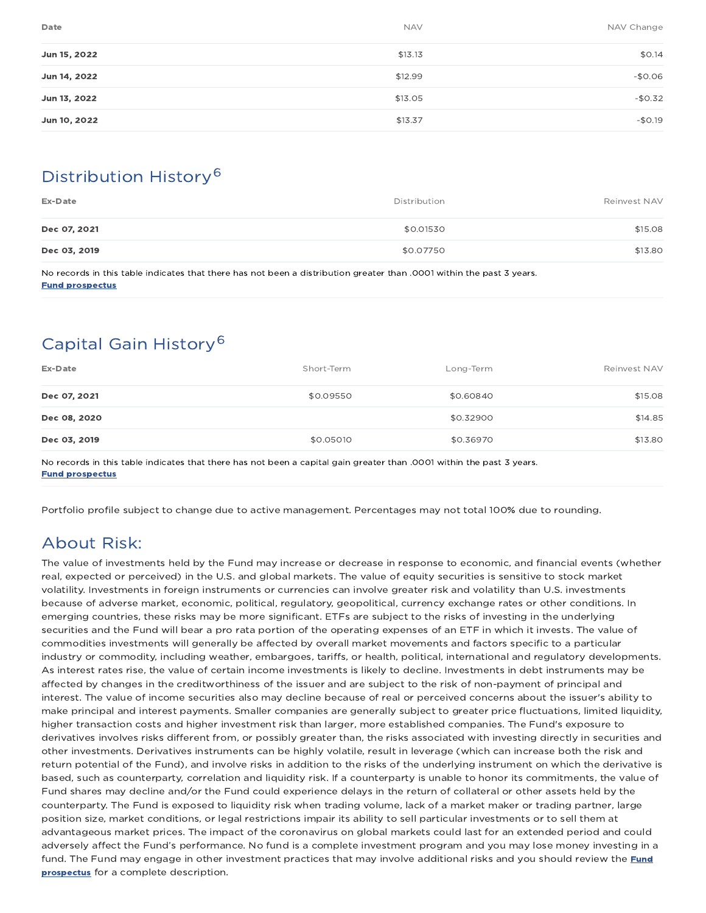| Date | NAV | NAV Change |
| --- | --- | --- |
| **Jun 15, 2022** | $13.13 | $0.14 |
| **Jun 14, 2022** | $12.99 | -$0.06 |
| **Jun 13, 2022** | $13.05 | -$0.32 |
| **Jun 10, 2022** | $13.37 | -$0.19 |

## Distribution History[6]

| Ex-Date | Distribution | Reinvest NAV |
| --- | --- | --- |
| **Dec 07, 2021** | $0.01530 | $15.08 |
| **Dec 03, 2019** | $0.07750 | $13.80 |

No records in this table indicates that there has not been a distribution greater than .0001 within the past 3 years.
**Fund prospectus**

## Capital Gain History[6]

| Ex-Date | Short-Term | Long-Term | Reinvest NAV |
| --- | --- | --- | --- |
| **Dec 07, 2021** | $0.09550 | $0.60840 | $15.08 |
| **Dec 08, 2020** | | $0.32900 | $14.85 |
| **Dec 03, 2019** | $0.05010 | $0.36970 | $13.80 |

No records in this table indicates that there has not been a capital gain greater than .0001 within the past 3 years.
**Fund prospectus**

Portfolio profile subject to change due to active management. Percentages may not total 100% due to rounding.

## About Risk:

The value of investments held by the Fund may increase or decrease in response to economic, and financial events (whether real, expected or perceived) in the U.S. and global markets. The value of equity securities is sensitive to stock market volatility. Investments in foreign instruments or currencies can involve greater risk and volatility than U.S. investments because of adverse market, economic, political, regulatory, geopolitical, currency exchange rates or other conditions. In emerging countries, these risks may be more significant. ETFs are subject to the risks of investing in the underlying securities and the Fund will bear a pro rata portion of the operating expenses of an ETF in which it invests. The value of commodities investments will generally be affected by overall market movements and factors specific to a particular industry or commodity, including weather, embargoes, tariffs, or health, political, international and regulatory developments. As interest rates rise, the value of certain income investments is likely to decline. Investments in debt instruments may be affected by changes in the creditworthiness of the issuer and are subject to the risk of non-payment of principal and interest. The value of income securities also may decline because of real or perceived concerns about the issuer's ability to make principal and interest payments. Smaller companies are generally subject to greater price fluctuations, limited liquidity, higher transaction costs and higher investment risk than larger, more established companies. The Fund's exposure to derivatives involves risks different from, or possibly greater than, the risks associated with investing directly in securities and other investments. Derivatives instruments can be highly volatile, result in leverage (which can increase both the risk and return potential of the Fund), and involve risks in addition to the risks of the underlying instrument on which the derivative is based, such as counterparty, correlation and liquidity risk. If a counterparty is unable to honor its commitments, the value of Fund shares may decline and/or the Fund could experience delays in the return of collateral or other assets held by the counterparty. The Fund is exposed to liquidity risk when trading volume, lack of a market maker or trading partner, large position size, market conditions, or legal restrictions impair its ability to sell particular investments or to sell them at advantageous market prices. The impact of the coronavirus on global markets could last for an extended period and could adversely affect the Fund's performance. No fund is a complete investment program and you may lose money investing in a fund. The Fund may engage in other investment practices that may involve additional risks and you should review the **Fund prospectus** for a complete description.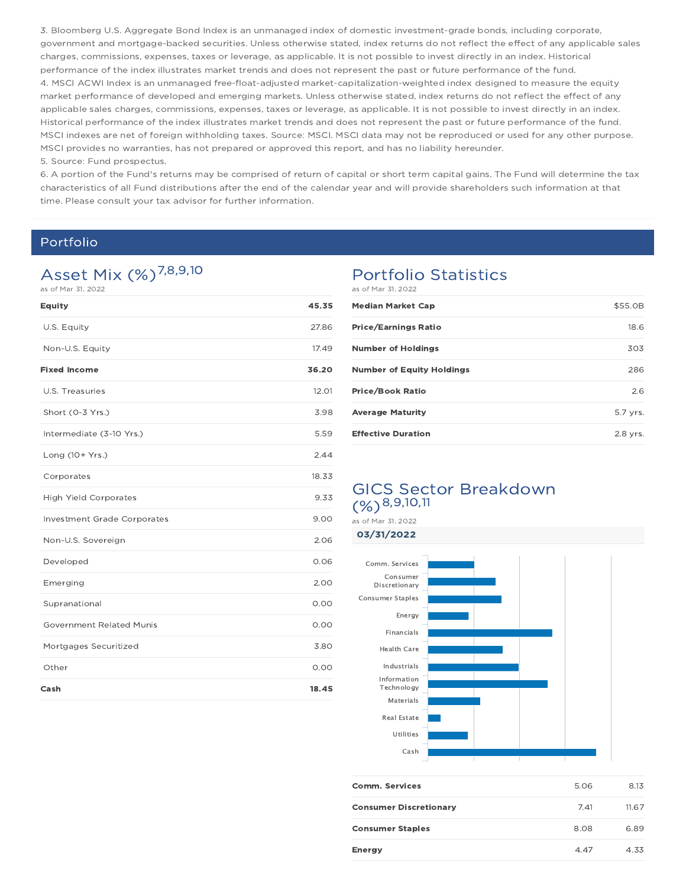3. Bloomberg U.S. Aggregate Bond Index is an unmanaged index of domestic investment-grade bonds, including corporate, government and mortgage-backed securities. Unless otherwise stated, index returns do not reflect the effect of any applicable sales charges, commissions, expenses, taxes or leverage, as applicable. It is not possible to invest directly in an index. Historical performance of the index illustrates market trends and does not represent the past or future performance of the fund.
4. MSCI ACWI Index is an unmanaged free-float-adjusted market-capitalization-weighted index designed to measure the equity market performance of developed and emerging markets. Unless otherwise stated, index returns do not reflect the effect of any applicable sales charges, commissions, expenses, taxes or leverage, as applicable. It is not possible to invest directly in an index. Historical performance of the index illustrates market trends and does not represent the past or future performance of the fund. MSCI indexes are net of foreign withholding taxes. Source: MSCI. MSCI data may not be reproduced or used for any other purpose. MSCI provides no warranties, has not prepared or approved this report, and has no liability hereunder.
5. Source: Fund prospectus.
6. A portion of the Fund's returns may be comprised of return of capital or short term capital gains. The Fund will determine the tax characteristics of all Fund distributions after the end of the calendar year and will provide shareholders such information at that time. Please consult your tax advisor for further information.

## Portfolio

### Asset Mix (%)[7,8,9,10]

as of Mar 31, 2022

| | |
|---|---|
| **Equity** | **45.35** |
| U.S. Equity | 27.86 |
| Non-U.S. Equity | 17.49 |
| **Fixed Income** | **36.20** |
| U.S. Treasuries | 12.01 |
| Short (0-3 Yrs.) | 3.98 |
| Intermediate (3-10 Yrs.) | 5.59 |
| Long (10+ Yrs.) | 2.44 |
| Corporates | 18.33 |
| High Yield Corporates | 9.33 |
| Investment Grade Corporates | 9.00 |
| Non-U.S. Sovereign | 2.06 |
| Developed | 0.06 |
| Emerging | 2.00 |
| Supranational | 0.00 |
| Government Related Munis | 0.00 |
| Mortgages Securitized | 3.80 |
| Other | 0.00 |
| **Cash** | **18.45** |

### Portfolio Statistics

as of Mar 31, 2022

| | |
|---|---|
| **Median Market Cap** | $55.0B |
| **Price/Earnings Ratio** | 18.6 |
| **Number of Holdings** | 303 |
| **Number of Equity Holdings** | 286 |
| **Price/Book Ratio** | 2.6 |
| **Average Maturity** | 5.7 yrs. |
| **Effective Duration** | 2.8 yrs. |

### GICS Sector Breakdown (%)[8,9,10,11]

as of Mar 31, 2022

**03/31/2022**

| | | |
|---|---|---|
| **Comm. Services** | 5.06 | 8.13 |
| **Consumer Discretionary** | 7.41 | 11.67 |
| **Consumer Staples** | 8.08 | 6.89 |
| **Energy** | 4.47 | 4.33 |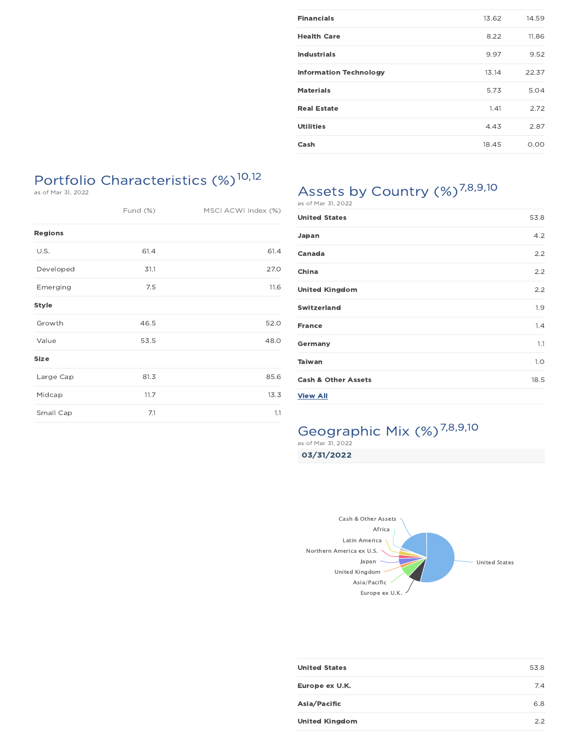| | | |
|---|---|---|
| **Financials** | 13.62 | 14.59 |
| **Health Care** | 8.22 | 11.86 |
| **Industrials** | 9.97 | 9.52 |
| **Information Technology** | 13.14 | 22.37 |
| **Materials** | 5.73 | 5.04 |
| **Real Estate** | 1.41 | 2.72 |
| **Utilities** | 4.43 | 2.87 |
| **Cash** | 18.45 | 0.00 |

## Portfolio Characteristics (%)[10,12]

as of Mar 31, 2022

| | Fund (%) | MSCI ACWI Index (%) |
|---|---|---|
| **Regions** | | |
| U.S. | 61.4 | 61.4 |
| Developed | 31.1 | 27.0 |
| Emerging | 7.5 | 11.6 |
| **Style** | | |
| Growth | 46.5 | 52.0 |
| Value | 53.5 | 48.0 |
| **Size** | | |
| Large Cap | 81.3 | 85.6 |
| Midcap | 11.7 | 13.3 |
| Small Cap | 7.1 | 1.1 |

## Assets by Country (%)[7,8,9,10]

as of Mar 31, 2022

| | |
|---|---|
| **United States** | 53.8 |
| **Japan** | 4.2 |
| **Canada** | 2.2 |
| **China** | 2.2 |
| **United Kingdom** | 2.2 |
| **Switzerland** | 1.9 |
| **France** | 1.4 |
| **Germany** | 1.1 |
| **Taiwan** | 1.0 |
| **Cash & Other Assets** | 18.5 |

**View All**

## Geographic Mix (%)[7,8,9,10]

as of Mar 31, 2022

**03/31/2022**

| | |
|---|---|
| **United States** | 53.8 |
| **Europe ex U.K.** | 7.4 |
| **Asia/Pacific** | 6.8 |
| **United Kingdom** | 2.2 |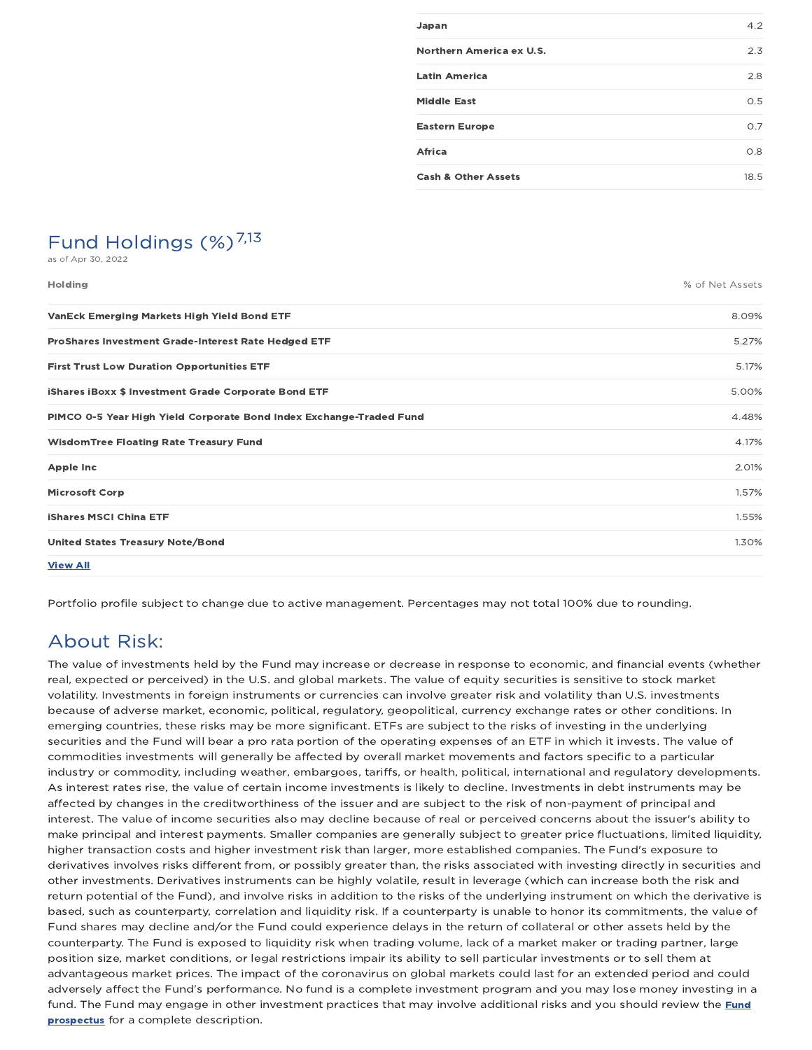| | |
|---|---|
| Japan | 4.2 |
| Northern America ex U.S. | 2.3 |
| Latin America | 2.8 |
| Middle East | 0.5 |
| Eastern Europe | 0.7 |
| Africa | 0.8 |
| Cash & Other Assets | 18.5 |

## Fund Holdings (%)[7,13]

as of Apr 30, 2022

| Holding | % of Net Assets |
|---|---|
| VanEck Emerging Markets High Yield Bond ETF | 8.09% |
| ProShares Investment Grade-Interest Rate Hedged ETF | 5.27% |
| First Trust Low Duration Opportunities ETF | 5.17% |
| iShares iBoxx $ Investment Grade Corporate Bond ETF | 5.00% |
| PIMCO 0-5 Year High Yield Corporate Bond Index Exchange-Traded Fund | 4.48% |
| WisdomTree Floating Rate Treasury Fund | 4.17% |
| Apple Inc | 2.01% |
| Microsoft Corp | 1.57% |
| iShares MSCI China ETF | 1.55% |
| United States Treasury Note/Bond | 1.30% |

**View All**

Portfolio profile subject to change due to active management. Percentages may not total 100% due to rounding.

## About Risk:

The value of investments held by the Fund may increase or decrease in response to economic, and financial events (whether real, expected or perceived) in the U.S. and global markets. The value of equity securities is sensitive to stock market volatility. Investments in foreign instruments or currencies can involve greater risk and volatility than U.S. investments because of adverse market, economic, political, regulatory, geopolitical, currency exchange rates or other conditions. In emerging countries, these risks may be more significant. ETFs are subject to the risks of investing in the underlying securities and the Fund will bear a pro rata portion of the operating expenses of an ETF in which it invests. The value of commodities investments will generally be affected by overall market movements and factors specific to a particular industry or commodity, including weather, embargoes, tariffs, or health, political, international and regulatory developments. As interest rates rise, the value of certain income investments is likely to decline. Investments in debt instruments may be affected by changes in the creditworthiness of the issuer and are subject to the risk of non-payment of principal and interest. The value of income securities also may decline because of real or perceived concerns about the issuer's ability to make principal and interest payments. Smaller companies are generally subject to greater price fluctuations, limited liquidity, higher transaction costs and higher investment risk than larger, more established companies. The Fund's exposure to derivatives involves risks different from, or possibly greater than, the risks associated with investing directly in securities and other investments. Derivatives instruments can be highly volatile, result in leverage (which can increase both the risk and return potential of the Fund), and involve risks in addition to the risks of the underlying instrument on which the derivative is based, such as counterparty, correlation and liquidity risk. If a counterparty is unable to honor its commitments, the value of Fund shares may decline and/or the Fund could experience delays in the return of collateral or other assets held by the counterparty. The Fund is exposed to liquidity risk when trading volume, lack of a market maker or trading partner, large position size, market conditions, or legal restrictions impair its ability to sell particular investments or to sell them at advantageous market prices. The impact of the coronavirus on global markets could last for an extended period and could adversely affect the Fund's performance. No fund is a complete investment program and you may lose money investing in a fund. The Fund may engage in other investment practices that may involve additional risks and you should review the **Fund prospectus** for a complete description.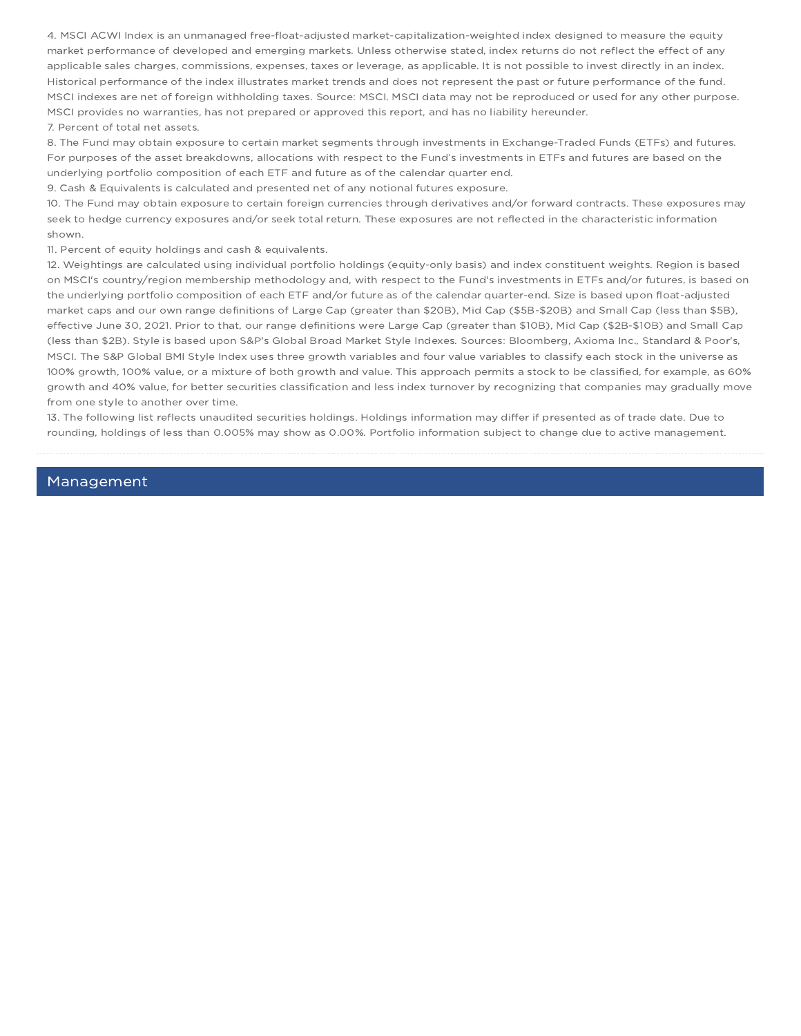4. MSCI ACWI Index is an unmanaged free-float-adjusted market-capitalization-weighted index designed to measure the equity market performance of developed and emerging markets. Unless otherwise stated, index returns do not reflect the effect of any applicable sales charges, commissions, expenses, taxes or leverage, as applicable. It is not possible to invest directly in an index. Historical performance of the index illustrates market trends and does not represent the past or future performance of the fund. MSCI indexes are net of foreign withholding taxes. Source: MSCI. MSCI data may not be reproduced or used for any other purpose. MSCI provides no warranties, has not prepared or approved this report, and has no liability hereunder.

7. Percent of total net assets.

8. The Fund may obtain exposure to certain market segments through investments in Exchange-Traded Funds (ETFs) and futures. For purposes of the asset breakdowns, allocations with respect to the Fund's investments in ETFs and futures are based on the underlying portfolio composition of each ETF and future as of the calendar quarter end.

9. Cash & Equivalents is calculated and presented net of any notional futures exposure.

10. The Fund may obtain exposure to certain foreign currencies through derivatives and/or forward contracts. These exposures may seek to hedge currency exposures and/or seek total return. These exposures are not reflected in the characteristic information shown.

11. Percent of equity holdings and cash & equivalents.

12. Weightings are calculated using individual portfolio holdings (equity-only basis) and index constituent weights. Region is based on MSCI's country/region membership methodology and, with respect to the Fund's investments in ETFs and/or futures, is based on the underlying portfolio composition of each ETF and/or future as of the calendar quarter-end. Size is based upon float-adjusted market caps and our own range definitions of Large Cap (greater than $20B), Mid Cap ($5B-$20B) and Small Cap (less than $5B), effective June 30, 2021. Prior to that, our range definitions were Large Cap (greater than $10B), Mid Cap ($2B-$10B) and Small Cap (less than $2B). Style is based upon S&P's Global Broad Market Style Indexes. Sources: Bloomberg, Axioma Inc., Standard & Poor's, MSCI. The S&P Global BMI Style Index uses three growth variables and four value variables to classify each stock in the universe as 100% growth, 100% value, or a mixture of both growth and value. This approach permits a stock to be classified, for example, as 60% growth and 40% value, for better securities classification and less index turnover by recognizing that companies may gradually move from one style to another over time.

13. The following list reflects unaudited securities holdings. Holdings information may differ if presented as of trade date. Due to rounding, holdings of less than 0.005% may show as 0.00%. Portfolio information subject to change due to active management.

## Management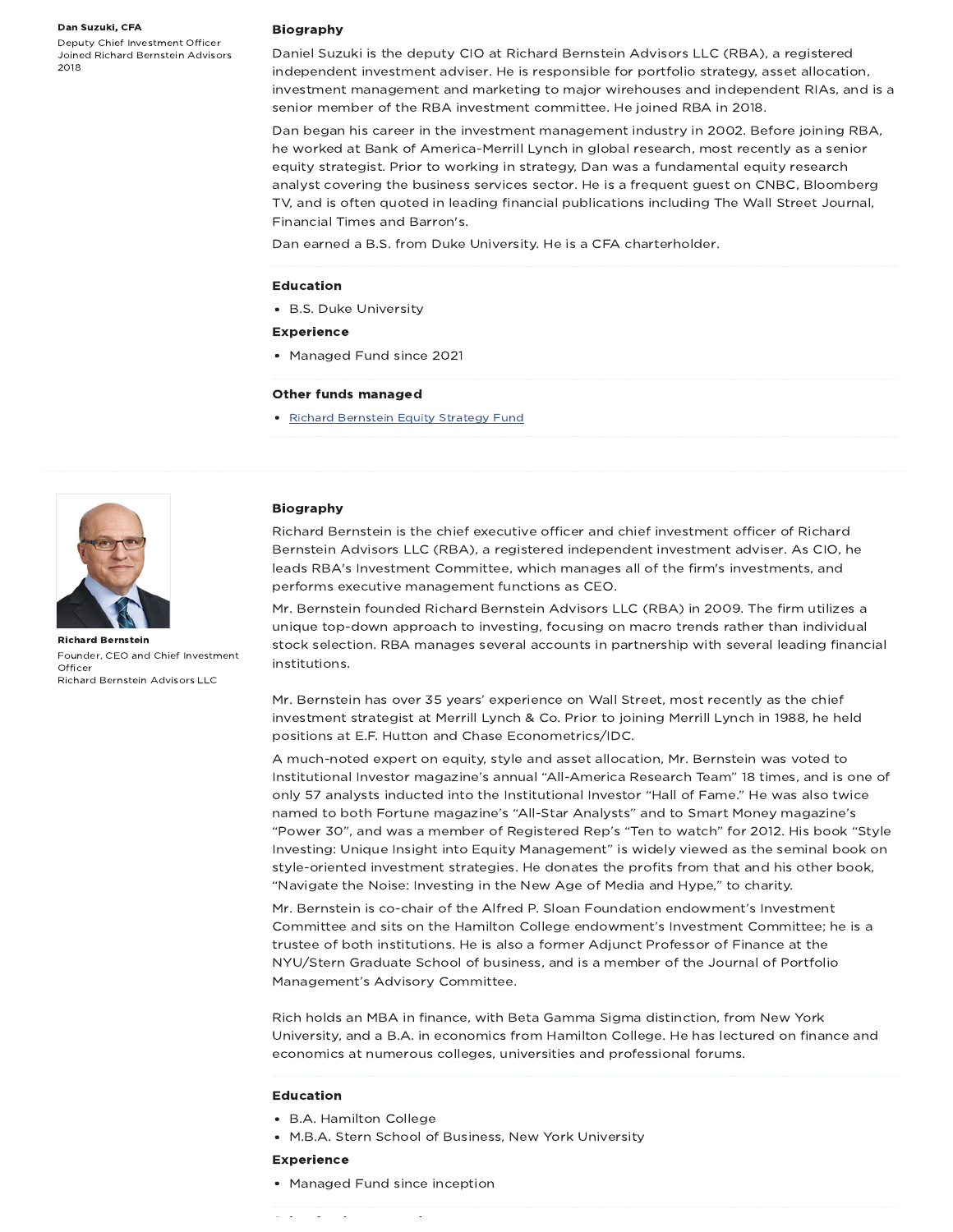**Dan Suzuki, CFA**
Deputy Chief Investment Officer
Joined Richard Bernstein Advisors 2018

### Biography

Daniel Suzuki is the deputy CIO at Richard Bernstein Advisors LLC (RBA), a registered independent investment adviser. He is responsible for portfolio strategy, asset allocation, investment management and marketing to major wirehouses and independent RIAs, and is a senior member of the RBA investment committee. He joined RBA in 2018.

Dan began his career in the investment management industry in 2002. Before joining RBA, he worked at Bank of America-Merrill Lynch in global research, most recently as a senior equity strategist. Prior to working in strategy, Dan was a fundamental equity research analyst covering the business services sector. He is a frequent guest on CNBC, Bloomberg TV, and is often quoted in leading financial publications including The Wall Street Journal, Financial Times and Barron's.

Dan earned a B.S. from Duke University. He is a CFA charterholder.

### Education

- B.S. Duke University

### Experience

- Managed Fund since 2021

### Other funds managed

- Richard Bernstein Equity Strategy Fund

---

**Richard Bernstein**
Founder, CEO and Chief Investment Officer
Richard Bernstein Advisors LLC

### Biography

Richard Bernstein is the chief executive officer and chief investment officer of Richard Bernstein Advisors LLC (RBA), a registered independent investment adviser. As CIO, he leads RBA's Investment Committee, which manages all of the firm's investments, and performs executive management functions as CEO.

Mr. Bernstein founded Richard Bernstein Advisors LLC (RBA) in 2009. The firm utilizes a unique top-down approach to investing, focusing on macro trends rather than individual stock selection. RBA manages several accounts in partnership with several leading financial institutions.

Mr. Bernstein has over 35 years' experience on Wall Street, most recently as the chief investment strategist at Merrill Lynch & Co. Prior to joining Merrill Lynch in 1988, he held positions at E.F. Hutton and Chase Econometrics/IDC.

A much-noted expert on equity, style and asset allocation, Mr. Bernstein was voted to Institutional Investor magazine's annual "All-America Research Team" 18 times, and is one of only 57 analysts inducted into the Institutional Investor "Hall of Fame." He was also twice named to both Fortune magazine's "All-Star Analysts" and to Smart Money magazine's "Power 30", and was a member of Registered Rep's "Ten to watch" for 2012. His book "Style Investing: Unique Insight into Equity Management" is widely viewed as the seminal book on style-oriented investment strategies. He donates the profits from that and his other book, "Navigate the Noise: Investing in the New Age of Media and Hype," to charity.

Mr. Bernstein is co-chair of the Alfred P. Sloan Foundation endowment's Investment Committee and sits on the Hamilton College endowment's Investment Committee; he is a trustee of both institutions. He is also a former Adjunct Professor of Finance at the NYU/Stern Graduate School of business, and is a member of the Journal of Portfolio Management's Advisory Committee.

Rich holds an MBA in finance, with Beta Gamma Sigma distinction, from New York University, and a B.A. in economics from Hamilton College. He has lectured on finance and economics at numerous colleges, universities and professional forums.

### Education

- B.A. Hamilton College
- M.B.A. Stern School of Business, New York University

### Experience

- Managed Fund since inception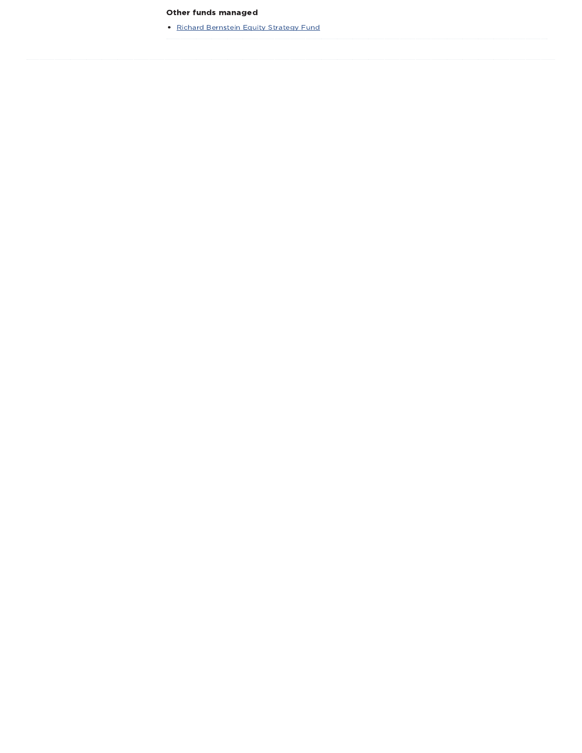### Other funds managed

- Richard Bernstein Equity Strategy Fund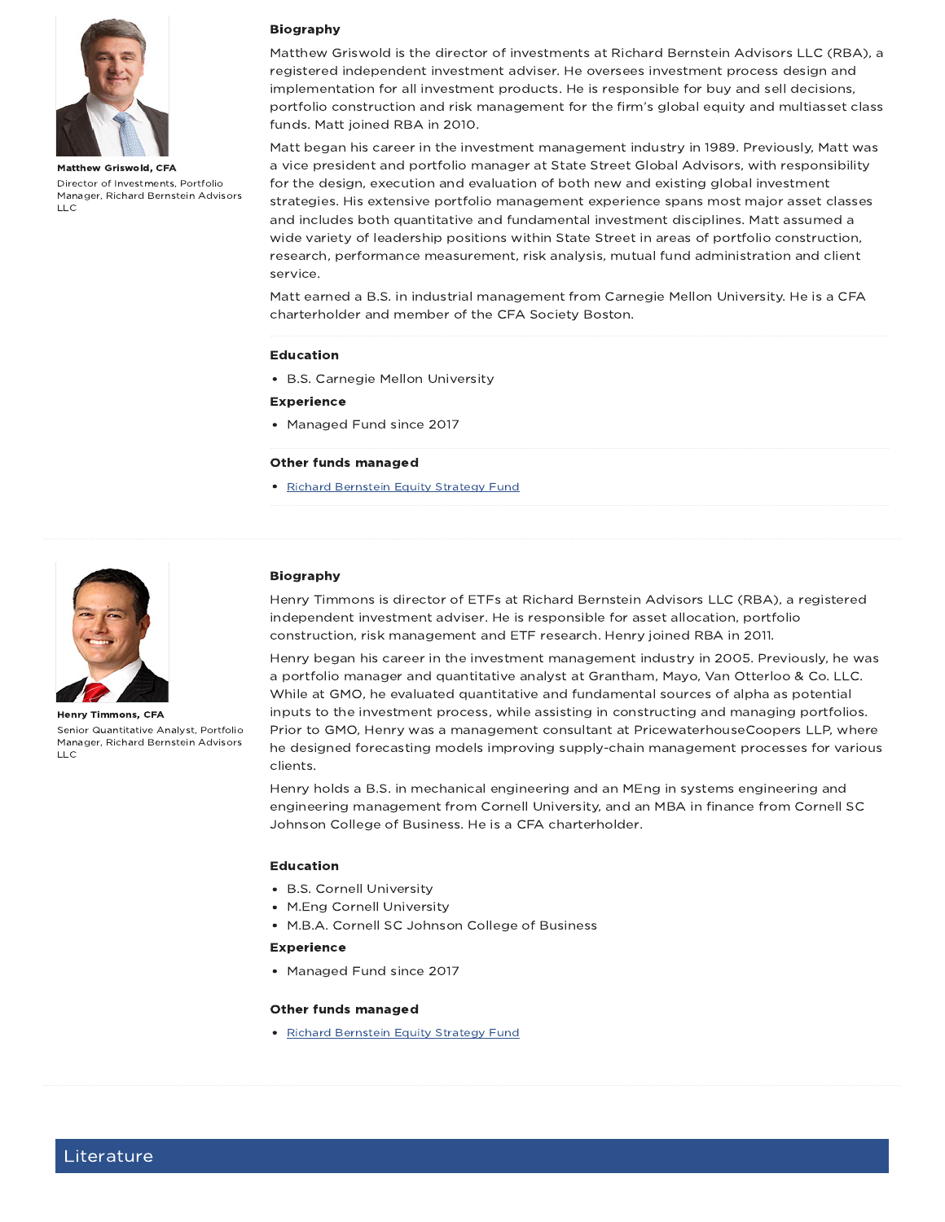**Matthew Griswold, CFA**

Director of Investments, Portfolio Manager, Richard Bernstein Advisors LLC

### Biography

Matthew Griswold is the director of investments at Richard Bernstein Advisors LLC (RBA), a registered independent investment adviser. He oversees investment process design and implementation for all investment products. He is responsible for buy and sell decisions, portfolio construction and risk management for the firm's global equity and multiasset class funds. Matt joined RBA in 2010.

Matt began his career in the investment management industry in 1989. Previously, Matt was a vice president and portfolio manager at State Street Global Advisors, with responsibility for the design, execution and evaluation of both new and existing global investment strategies. His extensive portfolio management experience spans most major asset classes and includes both quantitative and fundamental investment disciplines. Matt assumed a wide variety of leadership positions within State Street in areas of portfolio construction, research, performance measurement, risk analysis, mutual fund administration and client service.

Matt earned a B.S. in industrial management from Carnegie Mellon University. He is a CFA charterholder and member of the CFA Society Boston.

### Education

- B.S. Carnegie Mellon University

### Experience

- Managed Fund since 2017

### Other funds managed

- Richard Bernstein Equity Strategy Fund

---

**Henry Timmons, CFA**

Senior Quantitative Analyst, Portfolio Manager, Richard Bernstein Advisors LLC

### Biography

Henry Timmons is director of ETFs at Richard Bernstein Advisors LLC (RBA), a registered independent investment adviser. He is responsible for asset allocation, portfolio construction, risk management and ETF research. Henry joined RBA in 2011.

Henry began his career in the investment management industry in 2005. Previously, he was a portfolio manager and quantitative analyst at Grantham, Mayo, Van Otterloo & Co. LLC. While at GMO, he evaluated quantitative and fundamental sources of alpha as potential inputs to the investment process, while assisting in constructing and managing portfolios. Prior to GMO, Henry was a management consultant at PricewaterhouseCoopers LLP, where he designed forecasting models improving supply-chain management processes for various clients.

Henry holds a B.S. in mechanical engineering and an MEng in systems engineering and engineering management from Cornell University, and an MBA in finance from Cornell SC Johnson College of Business. He is a CFA charterholder.

### Education

- B.S. Cornell University
- M.Eng Cornell University
- M.B.A. Cornell SC Johnson College of Business

### Experience

- Managed Fund since 2017

### Other funds managed

- Richard Bernstein Equity Strategy Fund

## Literature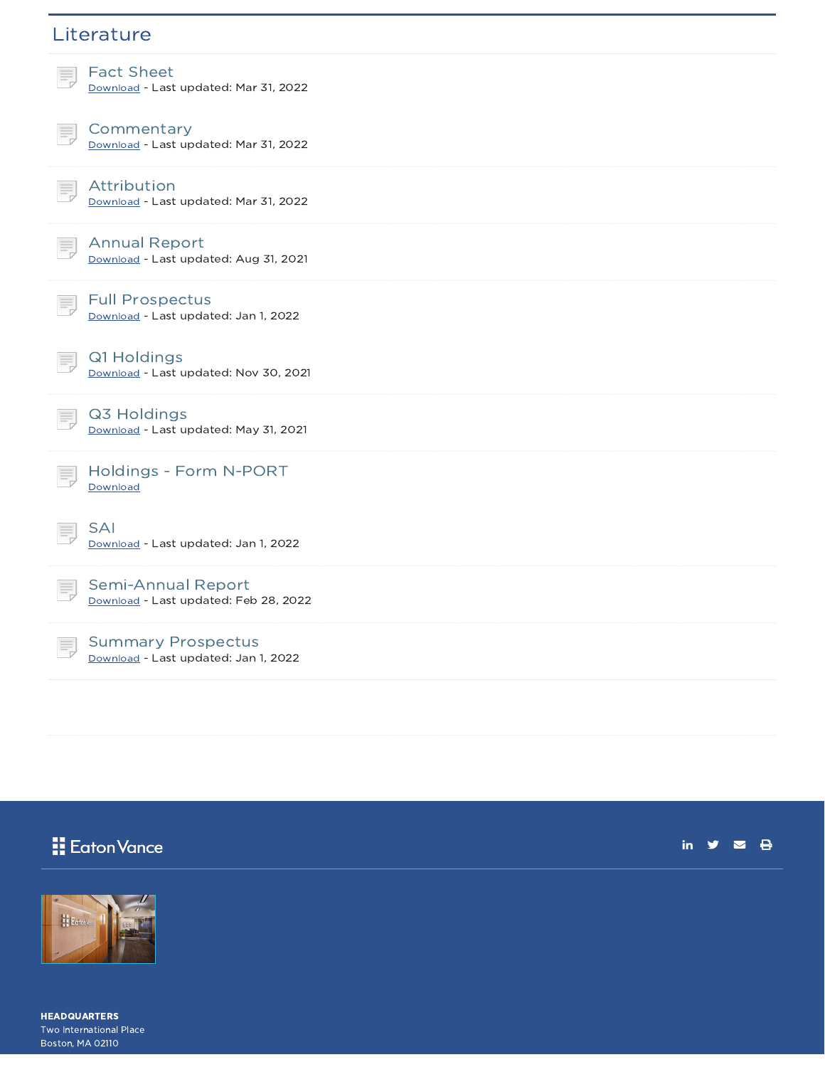## Literature

### Fact Sheet
Download - Last updated: Mar 31, 2022

### Commentary
Download - Last updated: Mar 31, 2022

### Attribution
Download - Last updated: Mar 31, 2022

### Annual Report
Download - Last updated: Aug 31, 2021

### Full Prospectus
Download - Last updated: Jan 1, 2022

### Q1 Holdings
Download - Last updated: Nov 30, 2021

### Q3 Holdings
Download - Last updated: May 31, 2021

### Holdings - Form N-PORT
Download

### SAI
Download - Last updated: Jan 1, 2022

### Semi-Annual Report
Download - Last updated: Feb 28, 2022

### Summary Prospectus
Download - Last updated: Jan 1, 2022

Eaton Vance

**HEADQUARTERS**
Two International Place
Boston, MA 02110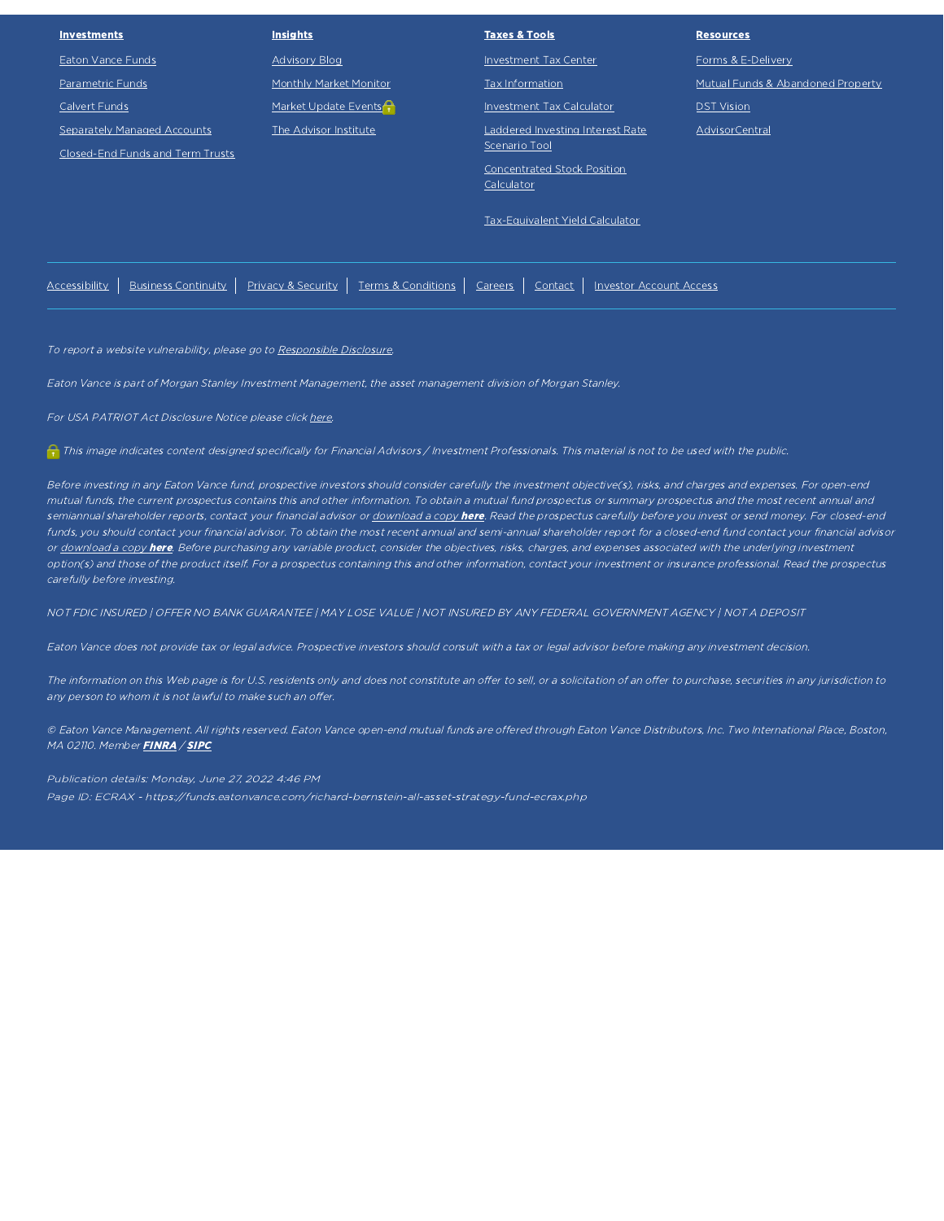**Investments**

- Eaton Vance Funds
- Parametric Funds
- Calvert Funds
- Separately Managed Accounts
- Closed-End Funds and Term Trusts

**Insights**

- Advisory Blog
- Monthly Market Monitor
- Market Update Events
- The Advisor Institute

**Taxes & Tools**

- Investment Tax Center
- Tax Information
- Investment Tax Calculator
- Laddered Investing Interest Rate Scenario Tool
- Concentrated Stock Position Calculator
- Tax-Equivalent Yield Calculator

**Resources**

- Forms & E-Delivery
- Mutual Funds & Abandoned Property
- DST Vision
- AdvisorCentral

---

Accessibility | Business Continuity | Privacy & Security | Terms & Conditions | Careers | Contact | Investor Account Access

---

*To report a website vulnerability, please go to Responsible Disclosure.*

*Eaton Vance is part of Morgan Stanley Investment Management, the asset management division of Morgan Stanley.*

*For USA PATRIOT Act Disclosure Notice please click here.*

*This image indicates content designed specifically for Financial Advisors / Investment Professionals. This material is not to be used with the public.*

*Before investing in any Eaton Vance fund, prospective investors should consider carefully the investment objective(s), risks, and charges and expenses. For open-end mutual funds, the current prospectus contains this and other information. To obtain a mutual fund prospectus or summary prospectus and the most recent annual and semiannual shareholder reports, contact your financial advisor or download a copy **here**. Read the prospectus carefully before you invest or send money. For closed-end funds, you should contact your financial advisor. To obtain the most recent annual and semi-annual shareholder report for a closed-end fund contact your financial advisor or download a copy **here**. Before purchasing any variable product, consider the objectives, risks, charges, and expenses associated with the underlying investment option(s) and those of the product itself. For a prospectus containing this and other information, contact your investment or insurance professional. Read the prospectus carefully before investing.*

*NOT FDIC INSURED | OFFER NO BANK GUARANTEE | MAY LOSE VALUE | NOT INSURED BY ANY FEDERAL GOVERNMENT AGENCY | NOT A DEPOSIT*

*Eaton Vance does not provide tax or legal advice. Prospective investors should consult with a tax or legal advisor before making any investment decision.*

*The information on this Web page is for U.S. residents only and does not constitute an offer to sell, or a solicitation of an offer to purchase, securities in any jurisdiction to any person to whom it is not lawful to make such an offer.*

*© Eaton Vance Management. All rights reserved. Eaton Vance open-end mutual funds are offered through Eaton Vance Distributors, Inc. Two International Place, Boston, MA 02110. Member **FINRA** / **SIPC***

*Publication details: Monday, June 27, 2022 4:46 PM*
*Page ID: ECRAX - https://funds.eatonvance.com/richard-bernstein-all-asset-strategy-fund-ecrax.php*